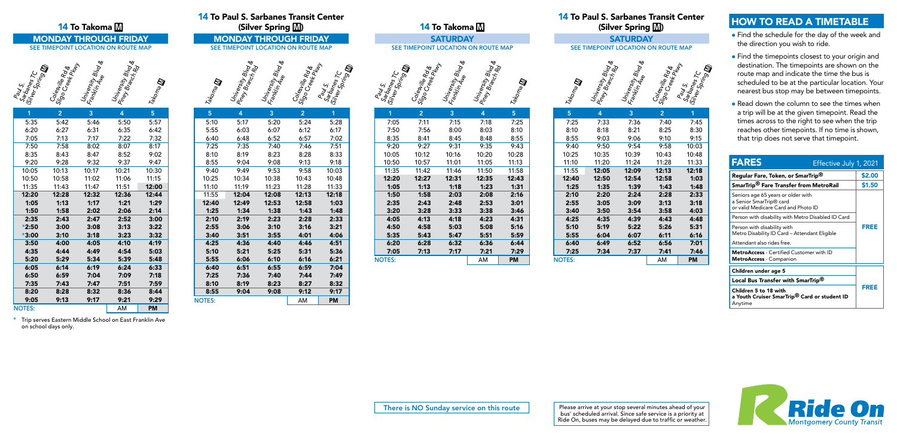## 14 To Takoma Ⓜ

### MONDAY THROUGH FRIDAY

SEE TIMEPOINT LOCATION ON ROUTE MAP

| Paul S. Sarbanes TC (Silver Spring Ⓜ) | Colesville Rd & Sligo Creek Pkwy | University Blvd & Franklin Ave | University Blvd & Piney Branch Rd | Takoma Ⓜ |
|---|---|---|---|---|
| 1 | 2 | 3 | 4 | 5 |
| 5:35 | 5:42 | 5:46 | 5:50 | 5:57 |
| 6:20 | 6:27 | 6:31 | 6:35 | 6:42 |
| 7:05 | 7:13 | 7:17 | 7:22 | 7:32 |
| 7:50 | 7:58 | 8:02 | 8:07 | 8:17 |
| 8:35 | 8:43 | 8:47 | 8:52 | 9:02 |
| 9:20 | 9:28 | 9:32 | 9:37 | 9:47 |
| 10:05 | 10:13 | 10:17 | 10:21 | 10:30 |
| 10:50 | 10:58 | 11:02 | 11:06 | 11:15 |
| 11:35 | 11:43 | 11:47 | 11:51 | **12:00** |
| **12:20** | **12:28** | **12:32** | **12:36** | **12:44** |
| **1:05** | **1:13** | **1:17** | **1:21** | **1:29** |
| **1:50** | **1:58** | **2:02** | **2:06** | **2:14** |
| **2:35** | **2:43** | **2:47** | **2:52** | **3:00** |
| ***2:50** | **3:00** | **3:08** | **3:13** | **3:22** |
| ***3:00** | **3:10** | **3:18** | **3:23** | **3:32** |
| **3:50** | **4:00** | **4:05** | **4:10** | **4:19** |
| **4:35** | **4:44** | **4:49** | **4:54** | **5:03** |
| **5:20** | **5:29** | **5:34** | **5:39** | **5:48** |
| **6:05** | **6:14** | **6:19** | **6:24** | **6:33** |
| **6:50** | **6:59** | **7:04** | **7:09** | **7:18** |
| **7:35** | **7:43** | **7:47** | **7:51** | **7:59** |
| **8:20** | **8:28** | **8:32** | **8:36** | **8:44** |
| **9:05** | **9:13** | **9:17** | **9:21** | **9:29** |
| NOTES: | | | AM | **PM** |

* Trip serves Eastern Middle School on East Franklin Ave on school days only.

## 14 To Paul S. Sarbanes Transit Center (Silver Spring Ⓜ)

### MONDAY THROUGH FRIDAY

SEE TIMEPOINT LOCATION ON ROUTE MAP

| Takoma Ⓜ | University Blvd & Piney Branch Rd | University Blvd & Franklin Ave | Colesville Rd & Sligo Creek Pkwy | Paul S. Sarbanes TC (Silver Spring Ⓜ) |
|---|---|---|---|---|
| 5 | 4 | 3 | 2 | 1 |
| 5:10 | 5:17 | 5:20 | 5:24 | 5:28 |
| 5:55 | 6:03 | 6:07 | 6:12 | 6:17 |
| 6:40 | 6:48 | 6:52 | 6:57 | 7:02 |
| 7:25 | 7:35 | 7:40 | 7:46 | 7:51 |
| 8:10 | 8:19 | 8:23 | 8:28 | 8:33 |
| 8:55 | 9:04 | 9:08 | 9:13 | 9:18 |
| 9:40 | 9:49 | 9:53 | 9:58 | 10:03 |
| 10:25 | 10:34 | 10:38 | 10:43 | 10:48 |
| 11:10 | 11:19 | 11:23 | 11:28 | 11:33 |
| 11:55 | **12:04** | **12:08** | **12:13** | **12:18** |
| **12:40** | **12:49** | **12:53** | **12:58** | **1:03** |
| **1:25** | **1:34** | **1:38** | **1:43** | **1:48** |
| **2:10** | **2:19** | **2:23** | **2:28** | **2:33** |
| **2:55** | **3:06** | **3:10** | **3:16** | **3:21** |
| **3:40** | **3:51** | **3:55** | **4:01** | **4:06** |
| **4:25** | **4:36** | **4:40** | **4:46** | **4:51** |
| **5:10** | **5:21** | **5:25** | **5:31** | **5:36** |
| **5:55** | **6:06** | **6:10** | **6:16** | **6:21** |
| **6:40** | **6:51** | **6:55** | **6:59** | **7:04** |
| **7:25** | **7:36** | **7:40** | **7:44** | **7:49** |
| **8:10** | **8:19** | **8:23** | **8:27** | **8:32** |
| **8:55** | **9:04** | **9:08** | **9:12** | **9:17** |
| NOTES: | | | AM | **PM** |

## 14 To Takoma Ⓜ

### SATURDAY

SEE TIMEPOINT LOCATION ON ROUTE MAP

| Paul S. Sarbanes TC (Silver Spring Ⓜ) | Colesville Rd & Sligo Creek Pkwy | University Blvd & Franklin Ave | University Blvd & Piney Branch Rd | Takoma Ⓜ |
|---|---|---|---|---|
| 1 | 2 | 3 | 4 | 5 |
| 7:05 | 7:11 | 7:15 | 7:18 | 7:25 |
| 7:50 | 7:56 | 8:00 | 8:03 | 8:10 |
| 8:35 | 8:41 | 8:45 | 8:48 | 8:55 |
| 9:20 | 9:27 | 9:31 | 9:35 | 9:43 |
| 10:05 | 10:12 | 10:16 | 10:20 | 10:28 |
| 10:50 | 10:57 | 11:01 | 11:05 | 11:13 |
| 11:35 | 11:42 | 11:46 | 11:50 | 11:58 |
| **12:20** | **12:27** | **12:31** | **12:35** | **12:43** |
| **1:05** | **1:13** | **1:18** | **1:23** | **1:31** |
| **1:50** | **1:58** | **2:03** | **2:08** | **2:16** |
| **2:35** | **2:43** | **2:48** | **2:53** | **3:01** |
| **3:20** | **3:28** | **3:33** | **3:38** | **3:46** |
| **4:05** | **4:13** | **4:18** | **4:23** | **4:31** |
| **4:50** | **4:58** | **5:03** | **5:08** | **5:16** |
| **5:35** | **5:43** | **5:47** | **5:51** | **5:59** |
| **6:20** | **6:28** | **6:32** | **6:36** | **6:44** |
| **7:05** | **7:13** | **7:17** | **7:21** | **7:29** |
| NOTES: | | | AM | **PM** |

## 14 To Paul S. Sarbanes Transit Center (Silver Spring Ⓜ)

### SATURDAY

SEE TIMEPOINT LOCATION ON ROUTE MAP

| Takoma Ⓜ | University Blvd & Piney Branch Rd | University Blvd & Franklin Ave | Colesville Rd & Sligo Creek Pkwy | Paul S. Sarbanes TC (Silver Spring Ⓜ) |
|---|---|---|---|---|
| 5 | 4 | 3 | 2 | 1 |
| 7:25 | 7:33 | 7:36 | 7:40 | 7:45 |
| 8:10 | 8:18 | 8:21 | 8:25 | 8:30 |
| 8:55 | 9:03 | 9:06 | 9:10 | 9:15 |
| 9:40 | 9:50 | 9:54 | 9:58 | 10:03 |
| 10:25 | 10:35 | 10:39 | 10:43 | 10:48 |
| 11:10 | 11:20 | 11:24 | 11:28 | 11:33 |
| 11:55 | **12:05** | **12:09** | **12:13** | **12:18** |
| **12:40** | **12:50** | **12:54** | **12:58** | **1:03** |
| **1:25** | **1:35** | **1:39** | **1:43** | **1:48** |
| **2:10** | **2:20** | **2:24** | **2:28** | **2:33** |
| **2:55** | **3:05** | **3:09** | **3:13** | **3:18** |
| **3:40** | **3:50** | **3:54** | **3:58** | **4:03** |
| **4:25** | **4:35** | **4:39** | **4:43** | **4:48** |
| **5:10** | **5:19** | **5:22** | **5:26** | **5:31** |
| **5:55** | **6:04** | **6:07** | **6:11** | **6:16** |
| **6:40** | **6:49** | **6:52** | **6:56** | **7:01** |
| **7:25** | **7:34** | **7:37** | **7:41** | **7:46** |
| NOTES: | | | AM | **PM** |

There is NO Sunday service on this route

Please arrive at your stop several minutes ahead of your bus' scheduled arrival. Since safe service is a priority at Ride On, buses may be delayed due to traffic or weather.

## HOW TO READ A TIMETABLE

- Find the schedule for the day of the week and the direction you wish to ride.
- Find the timepoints closest to your origin and destination. The timepoints are shown on the route map and indicate the time the bus is scheduled to be at the particular location. Your nearest bus stop may be between timepoints.
- Read down the column to see the times when a trip will be at the given timepoint. Read the times across to the right to see when the trip reaches other timepoints. If no time is shown, that trip does not serve that timepoint.

## FARES

Effective July 1, 2021

| | |
|---|---|
| Regular Fare, Token, or SmarTrip® | $2.00 |
| SmarTrip® Fare Transfer from MetroRail | $1.50 |
| Seniors age 65 years or older with a Senior SmarTrip® card or valid Medicare Card and Photo ID | FREE |
| Person with disability with Metro Disabled ID Card | |
| Person with disability with Metro Disability ID Card – Attendant Eligible | |
| Attendant also rides free. | |
| MetroAccess - Certified Customer with ID MetroAccess - Companion | |
| Children under age 5 | FREE |
| Local Bus Transfer with SmarTrip® | |
| Children 5 to 18 with a Youth Cruiser SmarTrip® Card or student ID Anytime | |

Ride On Montgomery County Transit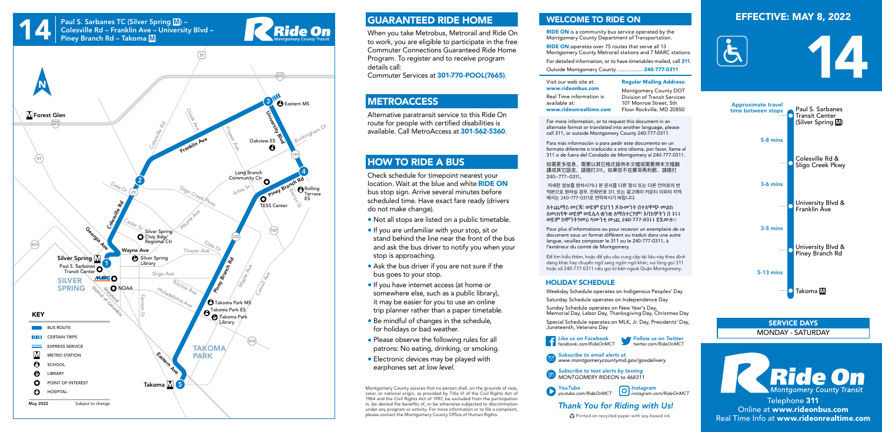# 14

Paul S. Sarbanes TC (Silver Spring M) – Colesville Rd – Franklin Ave – University Blvd – Piney Branch Rd – Takoma M

Ride On Montgomery County Transit

N

Forest Glen
29
495
97
410
320
787
193
410

Colesville Rd
Ocala Ave
Flower Ave
Franklin Ave
University Blvd
Buckingham Dr
Eastern MS
Oakview ES
Long Branch Community Ctr
Arliss St
Piney Branch Rd
Rolling Terrace ES
Barron St
TESS Center
Dale Dr
Sligo Creek Pkwy
Wayne Ave
Cedar St
Silver Spring Civic Bldg/ Regional Ctr
Georgia Ave
Silver Spring Library
Thayer Ave
Dale Dr
Silver Spring
Paul S. Sarbanes Transit Center
MARC
SILVER SPRING
NOAA
Sligo Ave
Ritchie Ave
Philadelphia Ave
Maple Ave
Carroll Ave
Fenton St
Maryland District of Columbia
Takoma Park MS
Takoma Park ES
Takoma Park Library
TAKOMA PARK
Eastern Ave
Takoma

**KEY**

- BUS ROUTE
- CERTAIN TRIPS
- EXPRESS SERVICE
- METRO STATION
- SCHOOL
- LIBRARY
- POINT OF INTEREST
- HOSPITAL

May 2022 Subject to change

## GUARANTEED RIDE HOME

When you take Metrobus, Metrorail and Ride On to work, you are eligible to participate in the free Commuter Connections Guaranteed Ride Home Program. To register and to receive program details call:

Commuter Services at **301-770-POOL(7665)**.

## METROACCESS

Alternative paratransit service to this Ride On route for people with certified disabilities is available. Call MetroAccess at **301-562-5360**.

## HOW TO RIDE A BUS

Check schedule for timepoint nearest your location. Wait at the blue and white **RIDE ON** bus stop sign. Arrive several minutes before scheduled time. Have exact fare ready (drivers do not make change).

- Not all stops are listed on a public timetable.
- If you are unfamiliar with your stop, sit or stand behind the line near the front of the bus and ask the bus driver to notify you when your stop is approaching.
- Ask the bus driver if you are not sure if the bus goes to your stop.
- If you have internet access (at home or somewhere else, such as a public library), it may be easier for you to use an online trip planner rather than a paper timetable.
- Be mindful of changes in the schedule, for holidays or bad weather.
- Please observe the following rules for all patrons: No eating, drinking, or smoking.
- Electronic devices may be played with earphones set *at low level*.

Montgomery County assures that no person shall, on the grounds of race, color, or national origin, as provided by Title VI of the Civil Rights Act of 1964 and the Civil Rights Act of 1987, be excluded from the participation in, be denied the benefits of, or be otherwise subjected to discrimination under any program or activity. For more information or to file a complaint, please contact the Montgomery County Office of Human Rights.

## WELCOME TO RIDE ON

**RIDE ON** is a community bus service operated by the Montgomery County Department of Transportation.

**RIDE ON** operates over 75 routes that serve all 13 Montgomery County Metrorail stations and 7 MARC stations.

For detailed information, or to have timetables mailed, call **311**.

Outside Montgomery County .................. **240-777-0311**

Visit our web site at:
**www.rideonbus.com**

Real Time information is available at:
**www.rideonrealtime.com**

**Regular Mailing Address:**
Montgomery County DOT
Division of Transit Services
101 Monroe Street, 5th Floor Rockville, MD 20850

For more information, or to request this document in an alternate format or translated into another language, please call 311, or outside Montgomery County 240-777-0311.

Para más información o para pedir este documento en un formato diferente o traducido a otro idioma, por favor, llame al 311 o de fuera del Condado de Montgomery al 240-777-0311.

如需更多信息、需要以其它格式提供本文檔或需要將本文檔翻譯成其它語言，請撥打311。如果您不在蒙哥馬利郡，請撥打240−777−0311。

자세한 정보를 원하시거나 본 문서를 다른 형식 또는 다른 언어로의 번역본으로 원하실 경우, 전화번호 311, 또는 몽고메리 카운티 이외의 지역에서는 240-777-0311로 연락하시기 바랍니다.

ለተጨማሪ መረጃ፣ ወይም ይህንን ዶኩመንት በተለዋጭ መልክ ለማግኘት ወይም ወደሌላ ቋንቋ ለማስተርጎም እባክዎትን በ 311 ወይም ከሞንትጎመሪ ካውንቲ ውጪ 240-777-0311 ይደውሉ።

Pour plus d'informations ou pour recevoir un exemplaire de ce document sous un format différent ou traduit dans une autre langue, veuillez composer le 311 ou le 240-777-0311, à l'extérieur du comté de Montgomery.

Để tìm hiểu thêm, hoặc để yêu cầu cung cấp tài liệu này theo định dạng khác hay chuyển ngữ sang ngôn ngữ khác, vui lòng gọi 311 hoặc số 240-777-0311 nếu gọi từ bên ngoài Quận Montgomery.

## HOLIDAY SCHEDULE

Weekday Schedule operates on Indigenous Peoples' Day

Saturday Schedule operates on Independence Day

Sunday Schedule operates on New Year's Day, Memorial Day, Labor Day, Thanksgiving Day, Christmas Day

Special Schedule operates on MLK, Jr. Day, Presidents' Day, Juneteenth, Veterans Day

*Like us on Facebook*
*facebook.com/RideOnMCT*

*Follow us on Twitter*
*twitter.com/RideOnMCT*

*Subscribe to email alerts at*
*www.montgomerycountymd.gov/govdelivery*

*Subscribe to text alerts by texting*
*MONTGOMERY RIDEON to 468311*

*YouTube*
*youtube.com/RideOnMCT*

*Instagram*
*instagram.com/RideOnMCT*

## *Thank You for Riding with Us!*

Printed on recycled paper with soy-based ink

## EFFECTIVE: MAY 8, 2022

14

Approximate travel time between stops

- Paul S. Sarbanes Transit Center (Silver Spring M)
- 5-8 mins
- Colesville Rd & Sligo Creek Pkwy
- 3-6 mins
- University Blvd & Franklin Ave
- 3-5 mins
- University Blvd & Piney Branch Rd
- 5-13 mins
- Takoma M

**SERVICE DAYS**
MONDAY - SATURDAY

Ride On Montgomery County Transit

Telephone **311**
Online at **www.rideonbus.com**
Real Time Info at **www.rideonrealtime.com**